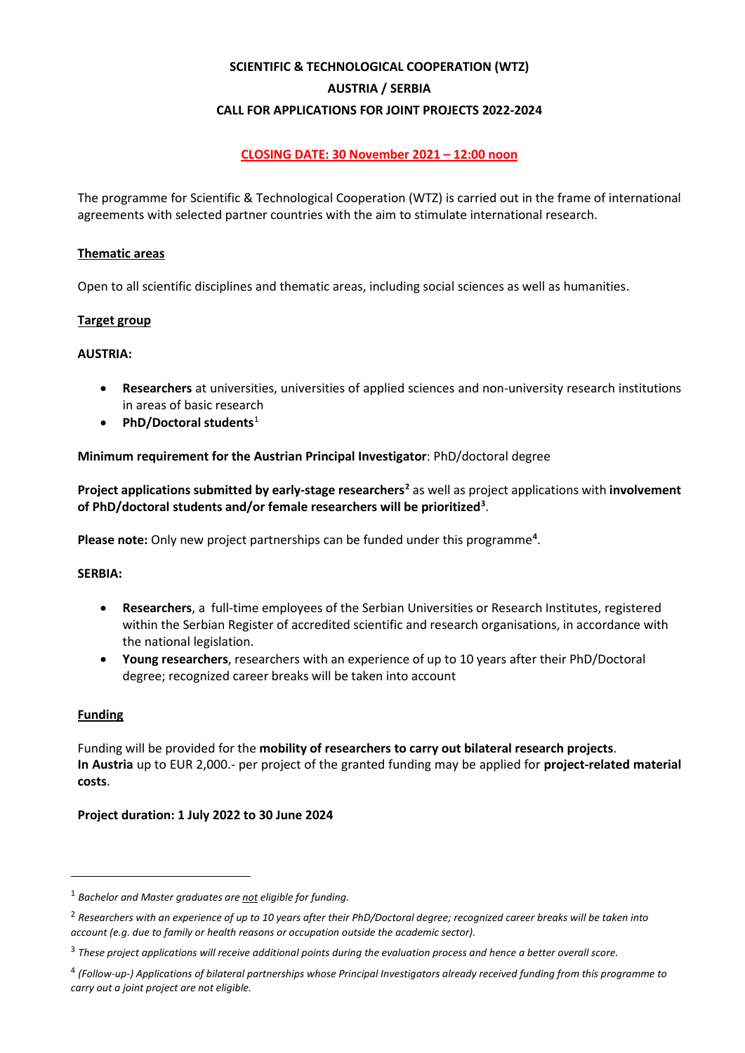# SCIENTIFIC & TECHNOLOGICAL COOPERATION (WTZ)
# AUSTRIA / SERBIA
# CALL FOR APPLICATIONS FOR JOINT PROJECTS 2022-2024

**CLOSING DATE: 30 November 2021 – 12:00 noon**

The programme for Scientific & Technological Cooperation (WTZ) is carried out in the frame of international agreements with selected partner countries with the aim to stimulate international research.

## Thematic areas

Open to all scientific disciplines and thematic areas, including social sciences as well as humanities.

## Target group

**AUSTRIA:**

- **Researchers** at universities, universities of applied sciences and non-university research institutions in areas of basic research
- **PhD/Doctoral students**[1]

**Minimum requirement for the Austrian Principal Investigator**: PhD/doctoral degree

**Project applications submitted by early-stage researchers[2]** as well as project applications with **involvement of PhD/doctoral students and/or female researchers will be prioritized[3]**.

**Please note:** Only new project partnerships can be funded under this programme**[4]**.

**SERBIA:**

- **Researchers**, a full-time employees of the Serbian Universities or Research Institutes, registered within the Serbian Register of accredited scientific and research organisations, in accordance with the national legislation.
- **Young researchers**, researchers with an experience of up to 10 years after their PhD/Doctoral degree; recognized career breaks will be taken into account

## Funding

Funding will be provided for the **mobility of researchers to carry out bilateral research projects**.
**In Austria** up to EUR 2,000.- per project of the granted funding may be applied for **project-related material costs**.

**Project duration: 1 July 2022 to 30 June 2024**

---

[1] *Bachelor and Master graduates are not eligible for funding.*

[2] *Researchers with an experience of up to 10 years after their PhD/Doctoral degree; recognized career breaks will be taken into account (e.g. due to family or health reasons or occupation outside the academic sector).*

[3] *These project applications will receive additional points during the evaluation process and hence a better overall score.*

[4] *(Follow-up-) Applications of bilateral partnerships whose Principal Investigators already received funding from this programme to carry out a joint project are not eligible.*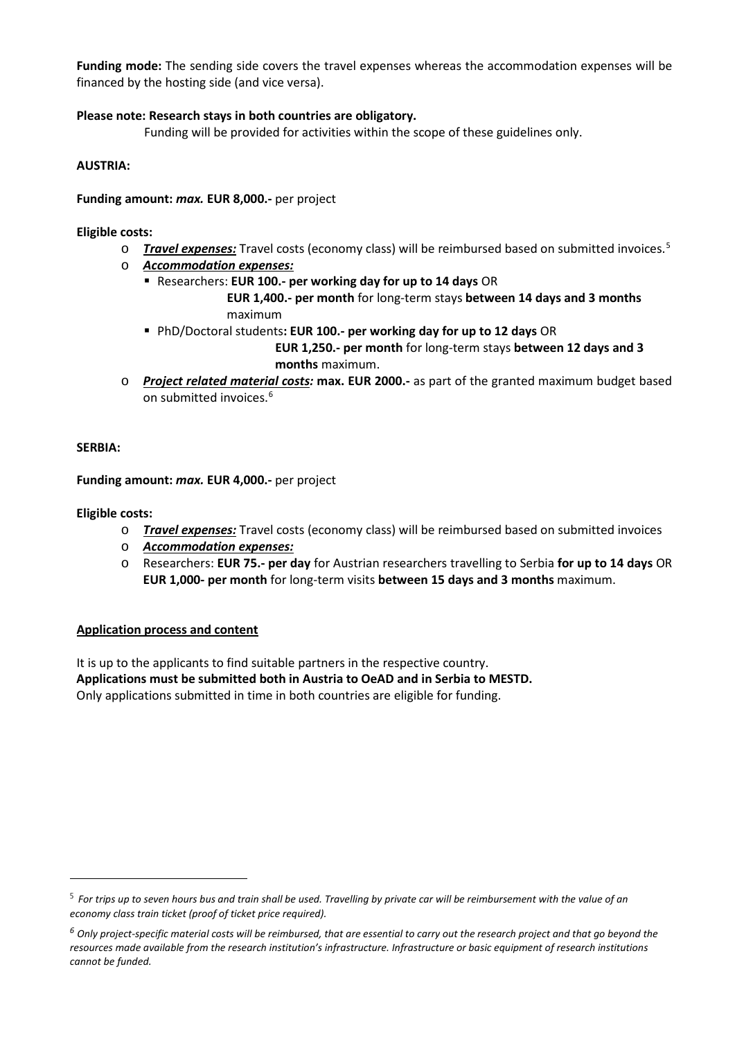**Funding mode:** The sending side covers the travel expenses whereas the accommodation expenses will be financed by the hosting side (and vice versa).

**Please note: Research stays in both countries are obligatory.**
Funding will be provided for activities within the scope of these guidelines only.

**AUSTRIA:**

**Funding amount:** ***max.*** **EUR 8,000.-** per project

**Eligible costs:**

- ***Travel expenses:*** Travel costs (economy class) will be reimbursed based on submitted invoices.[5]
- ***Accommodation expenses:***
  - Researchers: **EUR 100.- per working day for up to 14 days** OR
    **EUR 1,400.- per month** for long-term stays **between 14 days and 3 months** maximum
  - PhD/Doctoral students**: EUR 100.- per working day for up to 12 days** OR
    **EUR 1,250.- per month** for long-term stays **between 12 days and 3 months** maximum.
- ***Project related material costs:*** **max. EUR 2000.-** as part of the granted maximum budget based on submitted invoices.[6]

**SERBIA:**

**Funding amount:** ***max.*** **EUR 4,000.-** per project

**Eligible costs:**

- ***Travel expenses:*** Travel costs (economy class) will be reimbursed based on submitted invoices
- ***Accommodation expenses:***
- Researchers: **EUR 75.- per day** for Austrian researchers travelling to Serbia **for up to 14 days** OR **EUR 1,000- per month** for long-term visits **between 15 days and 3 months** maximum.

**Application process and content**

It is up to the applicants to find suitable partners in the respective country.
**Applications must be submitted both in Austria to OeAD and in Serbia to MESTD.**
Only applications submitted in time in both countries are eligible for funding.

---

[5] *For trips up to seven hours bus and train shall be used. Travelling by private car will be reimbursement with the value of an economy class train ticket (proof of ticket price required).*

[6] *Only project-specific material costs will be reimbursed, that are essential to carry out the research project and that go beyond the resources made available from the research institution's infrastructure. Infrastructure or basic equipment of research institutions cannot be funded.*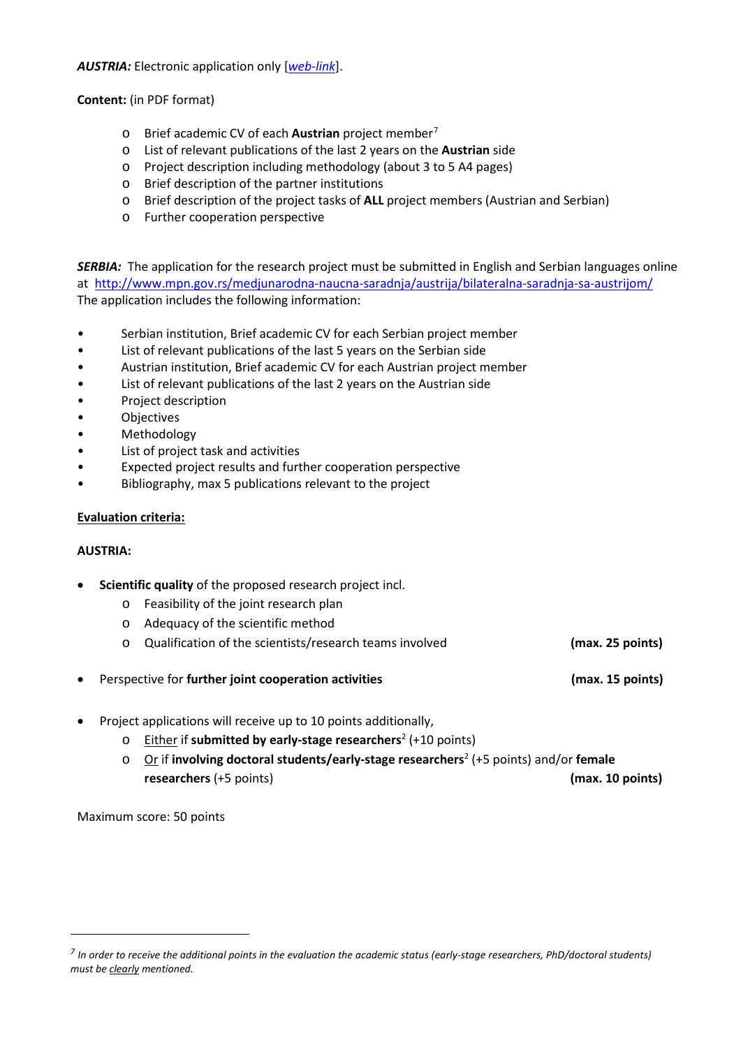***AUSTRIA:*** Electronic application only [*web-link*].

**Content:** (in PDF format)

- Brief academic CV of each **Austrian** project member[7]
- List of relevant publications of the last 2 years on the **Austrian** side
- Project description including methodology (about 3 to 5 A4 pages)
- Brief description of the partner institutions
- Brief description of the project tasks of **ALL** project members (Austrian and Serbian)
- Further cooperation perspective

***SERBIA:*** The application for the research project must be submitted in English and Serbian languages online at http://www.mpn.gov.rs/medjunarodna-naucna-saradnja/austrija/bilateralna-saradnja-sa-austrijom/
The application includes the following information:

- Serbian institution, Brief academic CV for each Serbian project member
- List of relevant publications of the last 5 years on the Serbian side
- Austrian institution, Brief academic CV for each Austrian project member
- List of relevant publications of the last 2 years on the Austrian side
- Project description
- Objectives
- Methodology
- List of project task and activities
- Expected project results and further cooperation perspective
- Bibliography, max 5 publications relevant to the project

**Evaluation criteria:**

**AUSTRIA:**

- **Scientific quality** of the proposed research project incl.
  - Feasibility of the joint research plan
  - Adequacy of the scientific method
  - Qualification of the scientists/research teams involved **(max. 25 points)**
- Perspective for **further joint cooperation activities** **(max. 15 points)**
- Project applications will receive up to 10 points additionally,
  - Either if **submitted by early-stage researchers**[2] (+10 points)
  - Or if **involving doctoral students/early-stage researchers**[2] (+5 points) and/or **female researchers** (+5 points) **(max. 10 points)**

Maximum score: 50 points

---

[7] *In order to receive the additional points in the evaluation the academic status (early-stage researchers, PhD/doctoral students) must be clearly mentioned.*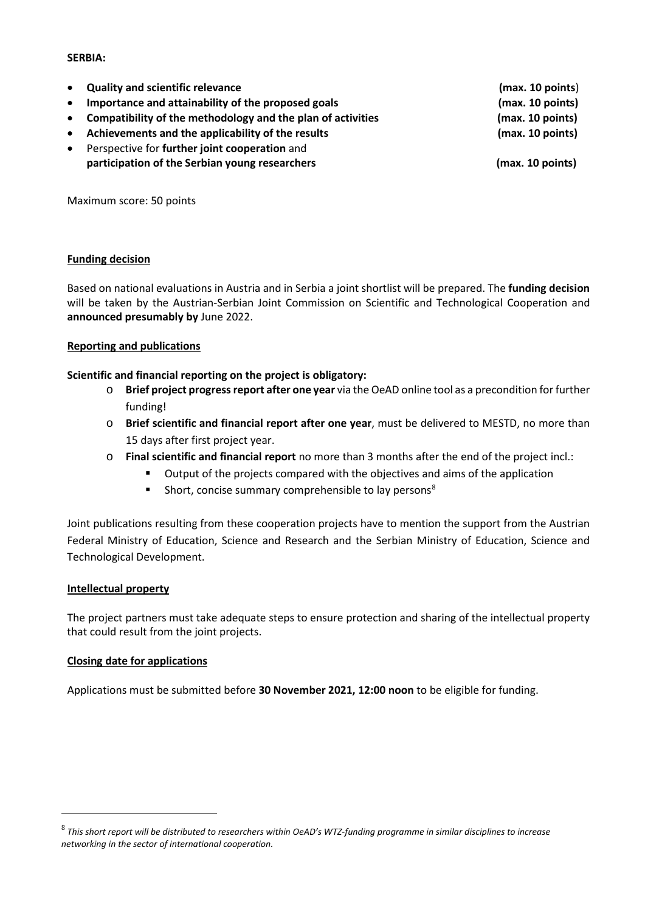**SERBIA:**

- **Quality and scientific relevance** **(max. 10 points)**
- **Importance and attainability of the proposed goals** **(max. 10 points)**
- **Compatibility of the methodology and the plan of activities** **(max. 10 points)**
- **Achievements and the applicability of the results** **(max. 10 points)**
- Perspective for **further joint cooperation** and **participation of the Serbian young researchers** **(max. 10 points)**

Maximum score: 50 points

**Funding decision**

Based on national evaluations in Austria and in Serbia a joint shortlist will be prepared. The **funding decision** will be taken by the Austrian-Serbian Joint Commission on Scientific and Technological Cooperation and **announced presumably by** June 2022.

**Reporting and publications**

**Scientific and financial reporting on the project is obligatory:**

- **Brief project progress report after one year** via the OeAD online tool as a precondition for further funding!
- **Brief scientific and financial report after one year**, must be delivered to MESTD, no more than 15 days after first project year.
- **Final scientific and financial report** no more than 3 months after the end of the project incl.:
  - Output of the projects compared with the objectives and aims of the application
  - Short, concise summary comprehensible to lay persons[8]

Joint publications resulting from these cooperation projects have to mention the support from the Austrian Federal Ministry of Education, Science and Research and the Serbian Ministry of Education, Science and Technological Development.

**Intellectual property**

The project partners must take adequate steps to ensure protection and sharing of the intellectual property that could result from the joint projects.

**Closing date for applications**

Applications must be submitted before **30 November 2021, 12:00 noon** to be eligible for funding.

---

[8] *This short report will be distributed to researchers within OeAD's WTZ-funding programme in similar disciplines to increase networking in the sector of international cooperation.*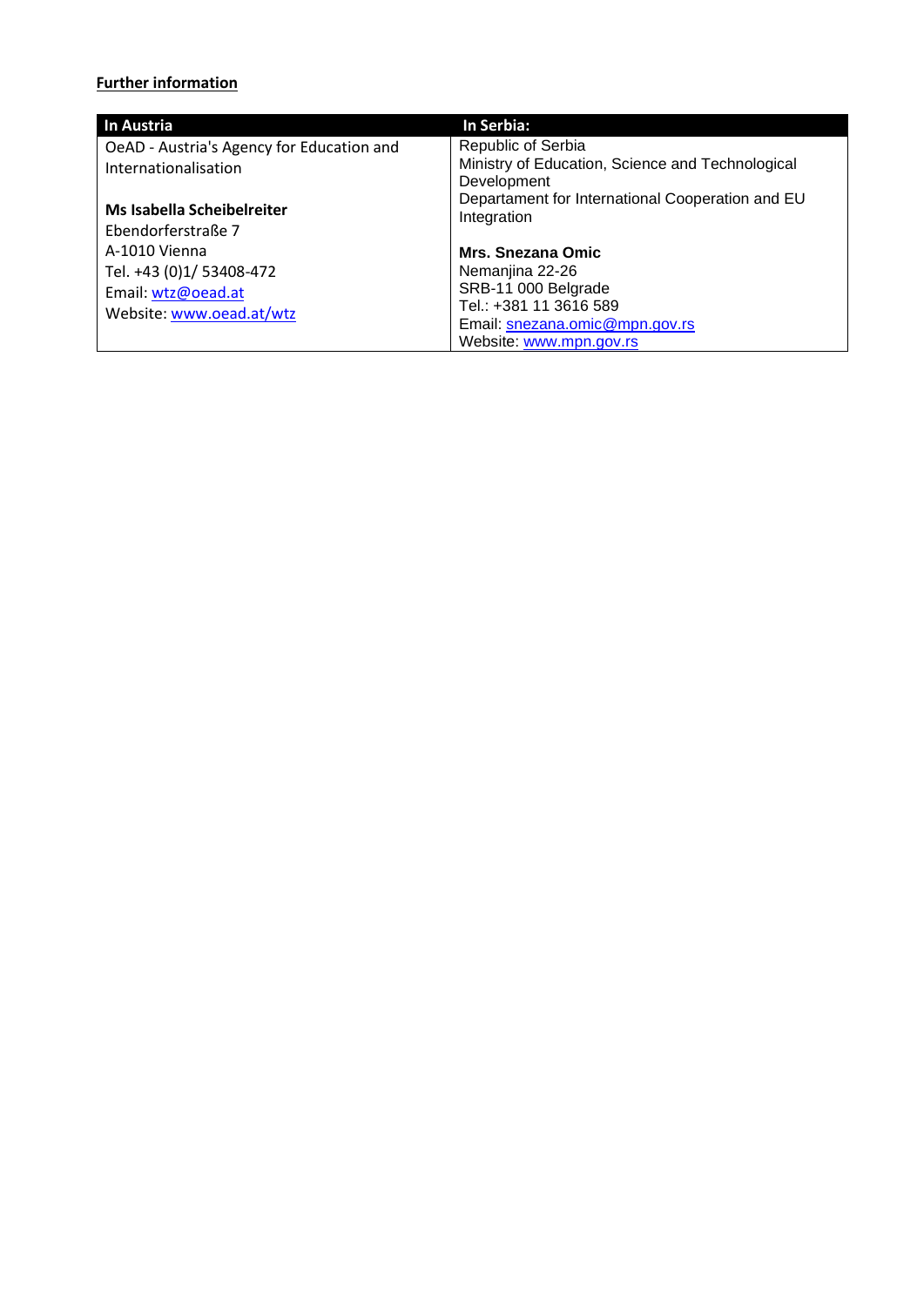**Further information**

| In Austria | In Serbia: |
| --- | --- |
| OeAD - Austria's Agency for Education and Internationalisation<br><br>**Ms Isabella Scheibelreiter**<br>Ebendorferstraße 7<br>A-1010 Vienna<br>Tel. +43 (0)1/ 53408-472<br>Email: wtz@oead.at<br>Website: www.oead.at/wtz | Republic of Serbia<br>Ministry of Education, Science and Technological Development<br>Departament for International Cooperation and EU Integration<br><br>**Mrs. Snezana Omic**<br>Nemanjina 22-26<br>SRB-11 000 Belgrade<br>Tel.: +381 11 3616 589<br>Email: snezana.omic@mpn.gov.rs<br>Website: www.mpn.gov.rs |